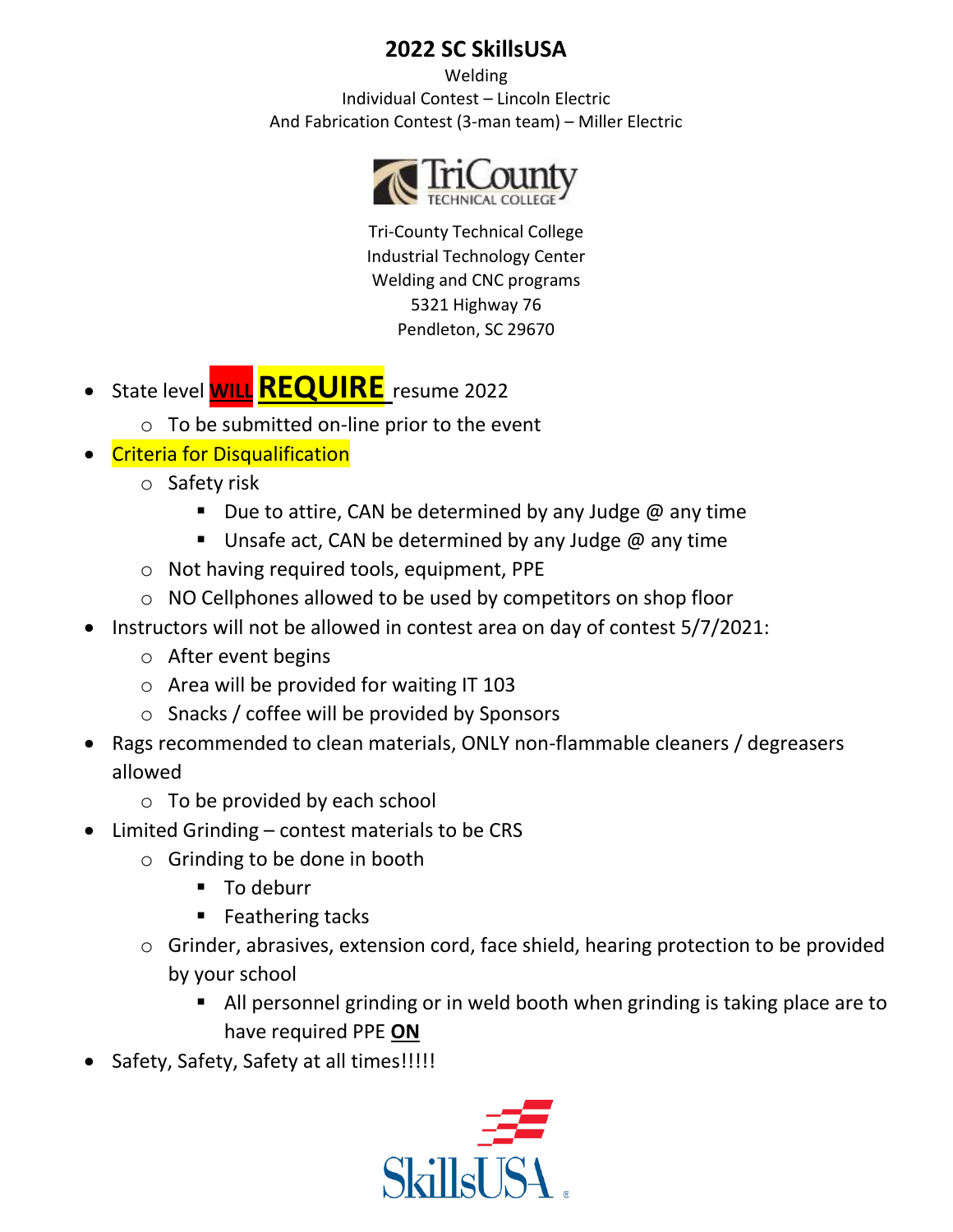# 2022 SC SkillsUSA

Welding
Individual Contest – Lincoln Electric
And Fabrication Contest (3-man team) – Miller Electric

Tri-County Technical College
Industrial Technology Center
Welding and CNC programs
5321 Highway 76
Pendleton, SC 29670

- State level **WILL** **REQUIRE** resume 2022
  - To be submitted on-line prior to the event
- Criteria for Disqualification
  - Safety risk
    - Due to attire, CAN be determined by any Judge @ any time
    - Unsafe act, CAN be determined by any Judge @ any time
  - Not having required tools, equipment, PPE
  - NO Cellphones allowed to be used by competitors on shop floor
- Instructors will not be allowed in contest area on day of contest 5/7/2021:
  - After event begins
  - Area will be provided for waiting IT 103
  - Snacks / coffee will be provided by Sponsors
- Rags recommended to clean materials, ONLY non-flammable cleaners / degreasers allowed
  - To be provided by each school
- Limited Grinding – contest materials to be CRS
  - Grinding to be done in booth
    - To deburr
    - Feathering tacks
  - Grinder, abrasives, extension cord, face shield, hearing protection to be provided by your school
    - All personnel grinding or in weld booth when grinding is taking place are to have required PPE **ON**
- Safety, Safety, Safety at all times!!!!!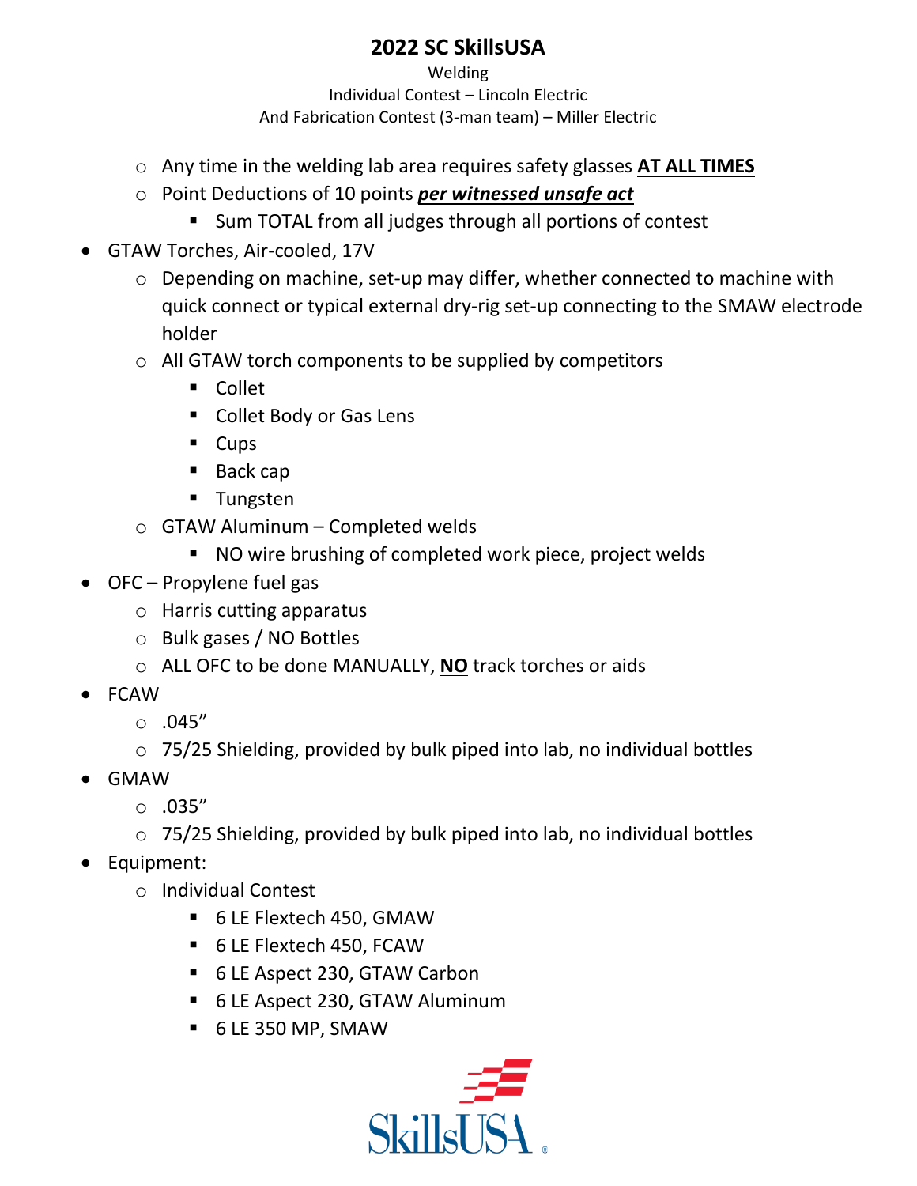# 2022 SC SkillsUSA

Welding

Individual Contest – Lincoln Electric

And Fabrication Contest (3-man team) – Miller Electric

  - Any time in the welding lab area requires safety glasses **<u>AT ALL TIMES</u>**
  - Point Deductions of 10 points ***<u>per witnessed unsafe act</u>***
    - Sum TOTAL from all judges through all portions of contest
- GTAW Torches, Air-cooled, 17V
  - Depending on machine, set-up may differ, whether connected to machine with quick connect or typical external dry-rig set-up connecting to the SMAW electrode holder
  - All GTAW torch components to be supplied by competitors
    - Collet
    - Collet Body or Gas Lens
    - Cups
    - Back cap
    - Tungsten
  - GTAW Aluminum – Completed welds
    - NO wire brushing of completed work piece, project welds
- OFC – Propylene fuel gas
  - Harris cutting apparatus
  - Bulk gases / NO Bottles
  - ALL OFC to be done MANUALLY, **<u>NO</u>** track torches or aids
- FCAW
  - .045”
  - 75/25 Shielding, provided by bulk piped into lab, no individual bottles
- GMAW
  - .035”
  - 75/25 Shielding, provided by bulk piped into lab, no individual bottles
- Equipment:
  - Individual Contest
    - 6 LE Flextech 450, GMAW
    - 6 LE Flextech 450, FCAW
    - 6 LE Aspect 230, GTAW Carbon
    - 6 LE Aspect 230, GTAW Aluminum
    - 6 LE 350 MP, SMAW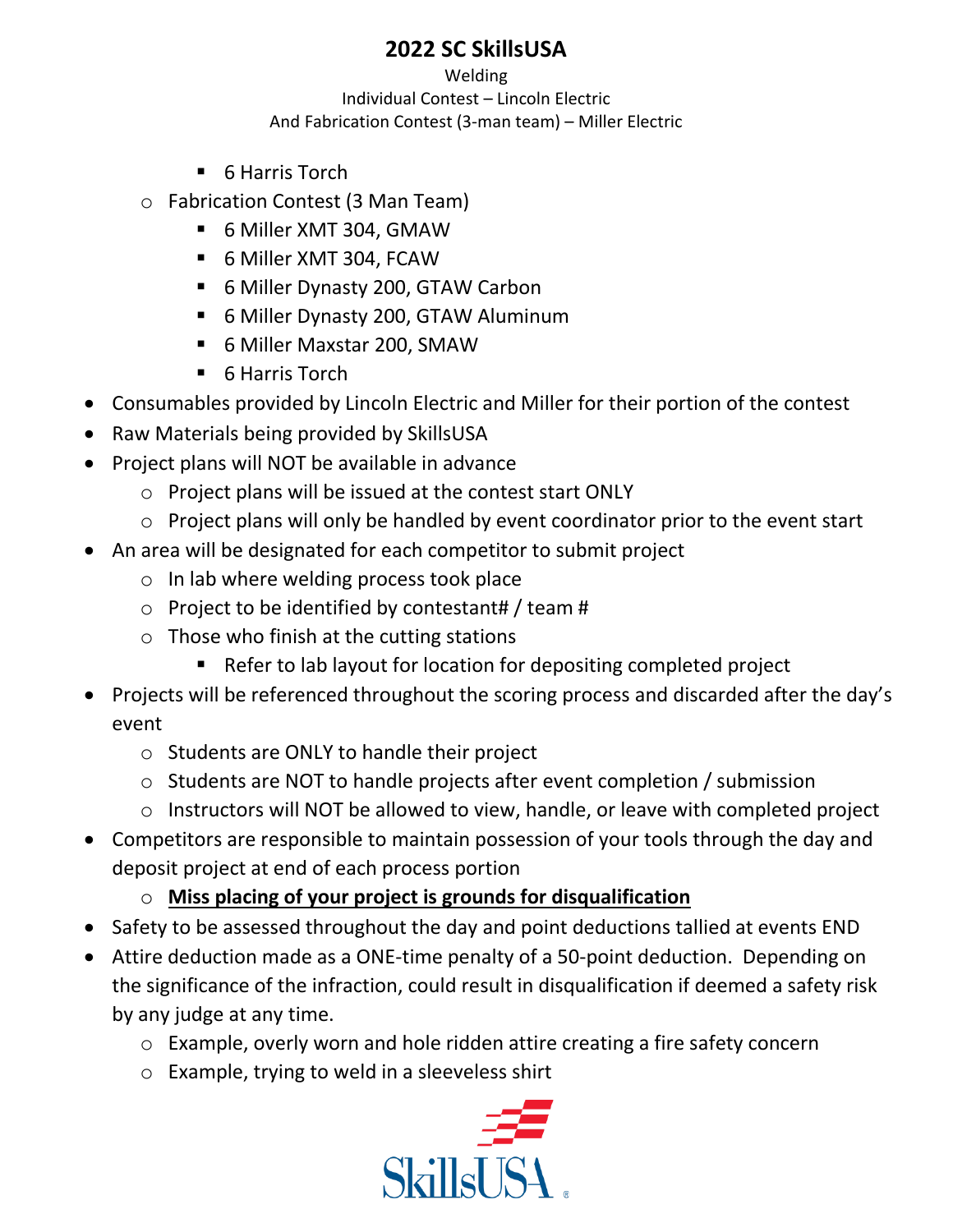- 6 Harris Torch
- Fabrication Contest (3 Man Team)
  - 6 Miller XMT 304, GMAW
  - 6 Miller XMT 304, FCAW
  - 6 Miller Dynasty 200, GTAW Carbon
  - 6 Miller Dynasty 200, GTAW Aluminum
  - 6 Miller Maxstar 200, SMAW
  - 6 Harris Torch
- Consumables provided by Lincoln Electric and Miller for their portion of the contest
- Raw Materials being provided by SkillsUSA
- Project plans will NOT be available in advance
  - Project plans will be issued at the contest start ONLY
  - Project plans will only be handled by event coordinator prior to the event start
- An area will be designated for each competitor to submit project
  - In lab where welding process took place
  - Project to be identified by contestant# / team #
  - Those who finish at the cutting stations
    - Refer to lab layout for location for depositing completed project
- Projects will be referenced throughout the scoring process and discarded after the day's event
  - Students are ONLY to handle their project
  - Students are NOT to handle projects after event completion / submission
  - Instructors will NOT be allowed to view, handle, or leave with completed project
- Competitors are responsible to maintain possession of your tools through the day and deposit project at end of each process portion
  - **<u>Miss placing of your project is grounds for disqualification</u>**
- Safety to be assessed throughout the day and point deductions tallied at events END
- Attire deduction made as a ONE-time penalty of a 50-point deduction. Depending on the significance of the infraction, could result in disqualification if deemed a safety risk by any judge at any time.
  - Example, overly worn and hole ridden attire creating a fire safety concern
  - Example, trying to weld in a sleeveless shirt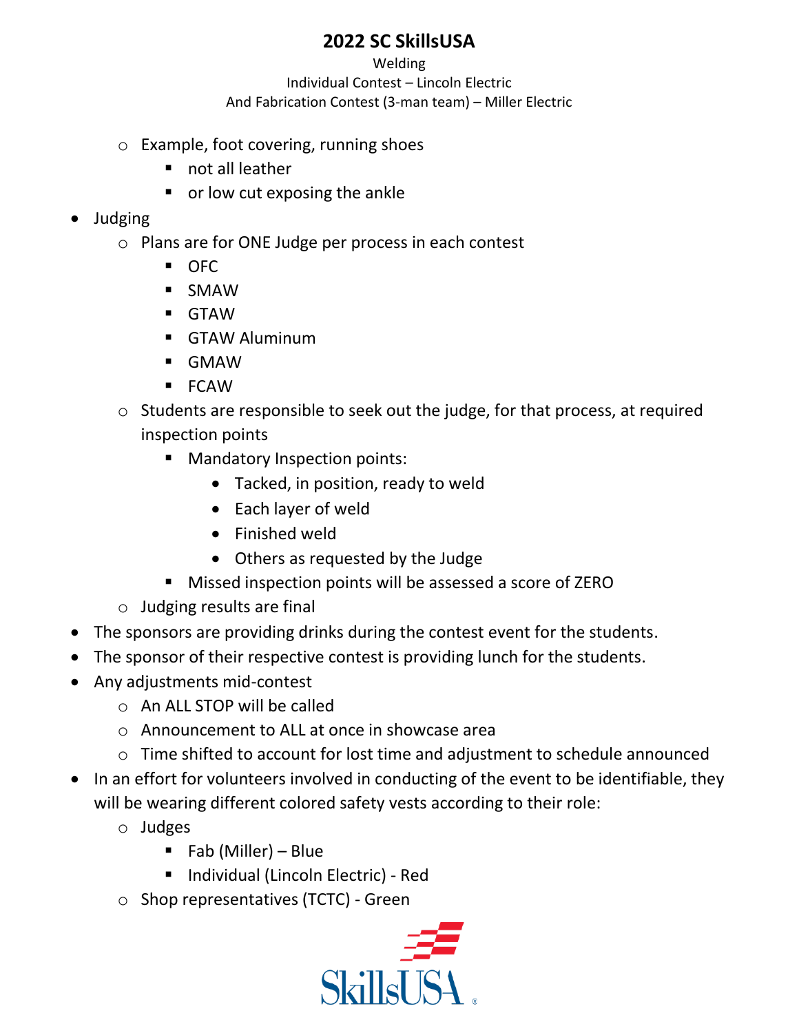- Example, foot covering, running shoes
  - not all leather
  - or low cut exposing the ankle
- Judging
  - Plans are for ONE Judge per process in each contest
    - OFC
    - SMAW
    - GTAW
    - GTAW Aluminum
    - GMAW
    - FCAW
  - Students are responsible to seek out the judge, for that process, at required inspection points
    - Mandatory Inspection points:
      - Tacked, in position, ready to weld
      - Each layer of weld
      - Finished weld
      - Others as requested by the Judge
    - Missed inspection points will be assessed a score of ZERO
  - Judging results are final
- The sponsors are providing drinks during the contest event for the students.
- The sponsor of their respective contest is providing lunch for the students.
- Any adjustments mid-contest
  - An ALL STOP will be called
  - Announcement to ALL at once in showcase area
  - Time shifted to account for lost time and adjustment to schedule announced
- In an effort for volunteers involved in conducting of the event to be identifiable, they will be wearing different colored safety vests according to their role:
  - Judges
    - Fab (Miller) – Blue
    - Individual (Lincoln Electric) - Red
  - Shop representatives (TCTC) - Green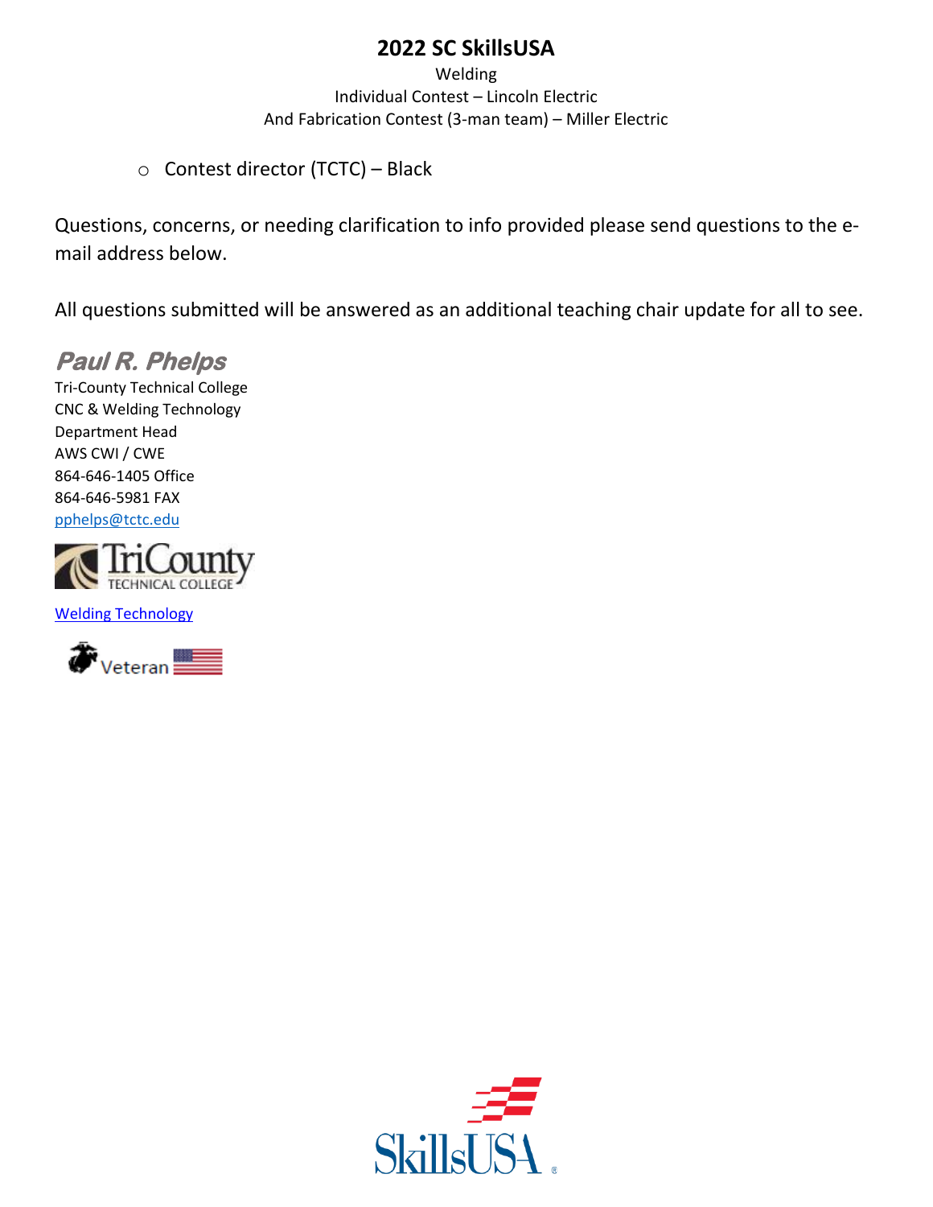**2022 SC SkillsUSA**

Welding

Individual Contest – Lincoln Electric

And Fabrication Contest (3-man team) – Miller Electric

- Contest director (TCTC) – Black

Questions, concerns, or needing clarification to info provided please send questions to the e-mail address below.

All questions submitted will be answered as an additional teaching chair update for all to see.

***Paul R. Phelps***

Tri-County Technical College
CNC & Welding Technology
Department Head
AWS CWI / CWE
864-646-1405 Office
864-646-5981 FAX
pphelps@tctc.edu

TriCounty TECHNICAL COLLEGE

Welding Technology

Veteran

SkillsUSA